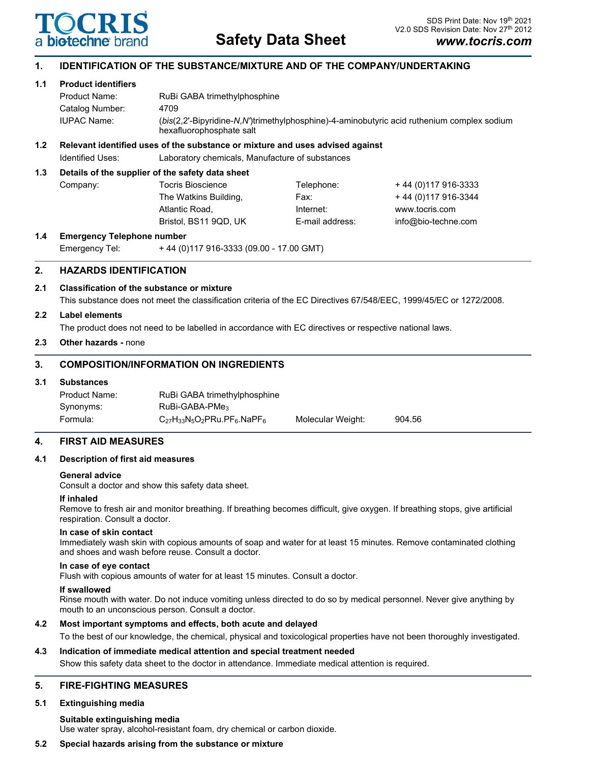# Safety Data Sheet

SDS Print Date: Nov 19th 2021
V2.0 SDS Revision Date: Nov 27th 2012
www.tocris.com

## 1. IDENTIFICATION OF THE SUBSTANCE/MIXTURE AND OF THE COMPANY/UNDERTAKING

### 1.1 Product identifiers

Product Name: RuBi GABA trimethylphosphine
Catalog Number: 4709
IUPAC Name: (*bis*(2,2'-Bipyridine-*N*,*N'*)trimethylphosphine)-4-aminobutyric acid ruthenium complex sodium hexafluorophosphate salt

### 1.2 Relevant identified uses of the substance or mixture and uses advised against

Identified Uses: Laboratory chemicals, Manufacture of substances

### 1.3 Details of the supplier of the safety data sheet

| Company: | Tocris Bioscience | Telephone: | + 44 (0)117 916-3333 |
|---|---|---|---|
| | The Watkins Building, | Fax: | + 44 (0)117 916-3344 |
| | Atlantic Road, | Internet: | www.tocris.com |
| | Bristol, BS11 9QD, UK | E-mail address: | info@bio-techne.com |

### 1.4 Emergency Telephone number

Emergency Tel: + 44 (0)117 916-3333 (09.00 - 17.00 GMT)

## 2. HAZARDS IDENTIFICATION

### 2.1 Classification of the substance or mixture

This substance does not meet the classification criteria of the EC Directives 67/548/EEC, 1999/45/EC or 1272/2008.

### 2.2 Label elements

The product does not need to be labelled in accordance with EC directives or respective national laws.

### 2.3 Other hazards - none

## 3. COMPOSITION/INFORMATION ON INGREDIENTS

### 3.1 Substances

Product Name: RuBi GABA trimethylphosphine
Synonyms: RuBi-GABA-$PMe_3$
Formula: $C_{27}H_{33}N_5O_2PRu.PF_6.NaPF_6$ Molecular Weight: 904.56

## 4. FIRST AID MEASURES

### 4.1 Description of first aid measures

**General advice**
Consult a doctor and show this safety data sheet.

**If inhaled**
Remove to fresh air and monitor breathing. If breathing becomes difficult, give oxygen. If breathing stops, give artificial respiration. Consult a doctor.

**In case of skin contact**
Immediately wash skin with copious amounts of soap and water for at least 15 minutes. Remove contaminated clothing and shoes and wash before reuse. Consult a doctor.

**In case of eye contact**
Flush with copious amounts of water for at least 15 minutes. Consult a doctor.

**If swallowed**
Rinse mouth with water. Do not induce vomiting unless directed to do so by medical personnel. Never give anything by mouth to an unconscious person. Consult a doctor.

### 4.2 Most important symptoms and effects, both acute and delayed

To the best of our knowledge, the chemical, physical and toxicological properties have not been thoroughly investigated.

### 4.3 Indication of immediate medical attention and special treatment needed

Show this safety data sheet to the doctor in attendance. Immediate medical attention is required.

## 5. FIRE-FIGHTING MEASURES

### 5.1 Extinguishing media

**Suitable extinguishing media**
Use water spray, alcohol-resistant foam, dry chemical or carbon dioxide.

### 5.2 Special hazards arising from the substance or mixture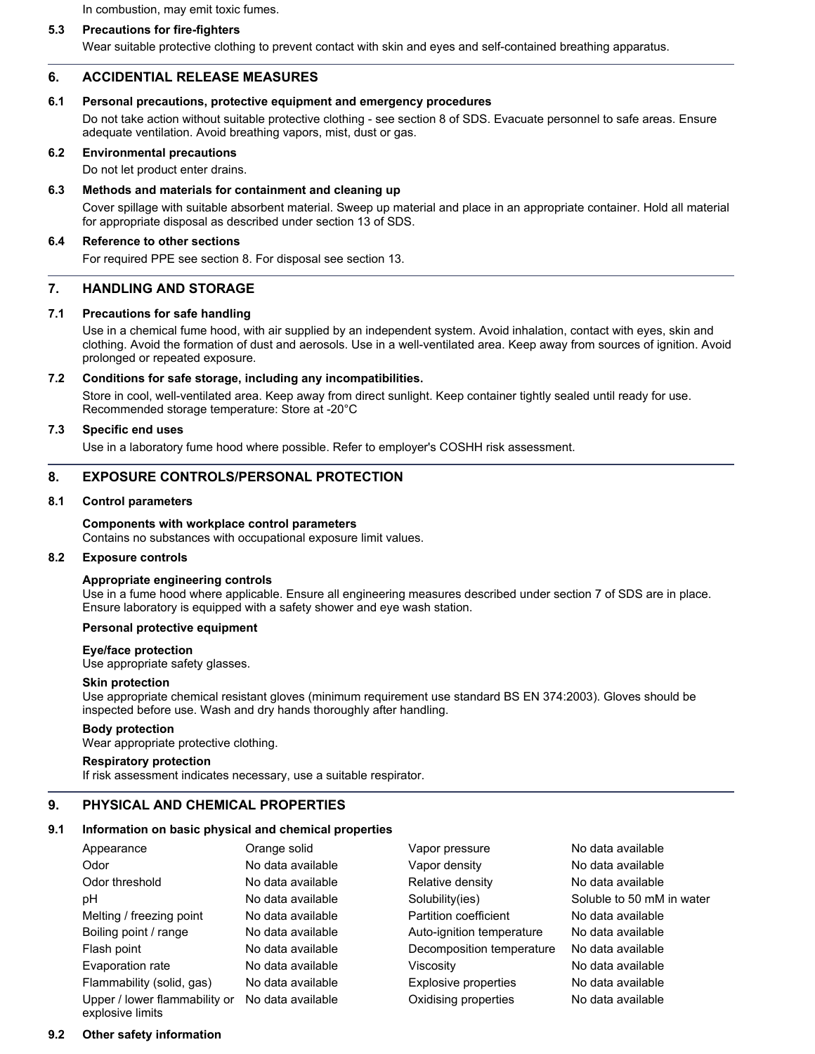In combustion, may emit toxic fumes.

### 5.3 Precautions for fire-fighters

Wear suitable protective clothing to prevent contact with skin and eyes and self-contained breathing apparatus.

## 6. ACCIDENTAL RELEASE MEASURES

### 6.1 Personal precautions, protective equipment and emergency procedures

Do not take action without suitable protective clothing - see section 8 of SDS. Evacuate personnel to safe areas. Ensure adequate ventilation. Avoid breathing vapors, mist, dust or gas.

### 6.2 Environmental precautions

Do not let product enter drains.

### 6.3 Methods and materials for containment and cleaning up

Cover spillage with suitable absorbent material. Sweep up material and place in an appropriate container. Hold all material for appropriate disposal as described under section 13 of SDS.

### 6.4 Reference to other sections

For required PPE see section 8. For disposal see section 13.

## 7. HANDLING AND STORAGE

### 7.1 Precautions for safe handling

Use in a chemical fume hood, with air supplied by an independent system. Avoid inhalation, contact with eyes, skin and clothing. Avoid the formation of dust and aerosols. Use in a well-ventilated area. Keep away from sources of ignition. Avoid prolonged or repeated exposure.

### 7.2 Conditions for safe storage, including any incompatibilities.

Store in cool, well-ventilated area. Keep away from direct sunlight. Keep container tightly sealed until ready for use. Recommended storage temperature: Store at -20°C

### 7.3 Specific end uses

Use in a laboratory fume hood where possible. Refer to employer's COSHH risk assessment.

## 8. EXPOSURE CONTROLS/PERSONAL PROTECTION

### 8.1 Control parameters

**Components with workplace control parameters**
Contains no substances with occupational exposure limit values.

### 8.2 Exposure controls

**Appropriate engineering controls**
Use in a fume hood where applicable. Ensure all engineering measures described under section 7 of SDS are in place. Ensure laboratory is equipped with a safety shower and eye wash station.

**Personal protective equipment**

**Eye/face protection**
Use appropriate safety glasses.

**Skin protection**
Use appropriate chemical resistant gloves (minimum requirement use standard BS EN 374:2003). Gloves should be inspected before use. Wash and dry hands thoroughly after handling.

**Body protection**
Wear appropriate protective clothing.

**Respiratory protection**
If risk assessment indicates necessary, use a suitable respirator.

## 9. PHYSICAL AND CHEMICAL PROPERTIES

### 9.1 Information on basic physical and chemical properties

| Property | Value | Property | Value |
|---|---|---|---|
| Appearance | Orange solid | Vapor pressure | No data available |
| Odor | No data available | Vapor density | No data available |
| Odor threshold | No data available | Relative density | No data available |
| pH | No data available | Solubility(ies) | Soluble to 50 mM in water |
| Melting / freezing point | No data available | Partition coefficient | No data available |
| Boiling point / range | No data available | Auto-ignition temperature | No data available |
| Flash point | No data available | Decomposition temperature | No data available |
| Evaporation rate | No data available | Viscosity | No data available |
| Flammability (solid, gas) | No data available | Explosive properties | No data available |
| Upper / lower flammability or explosive limits | No data available | Oxidising properties | No data available |

### 9.2 Other safety information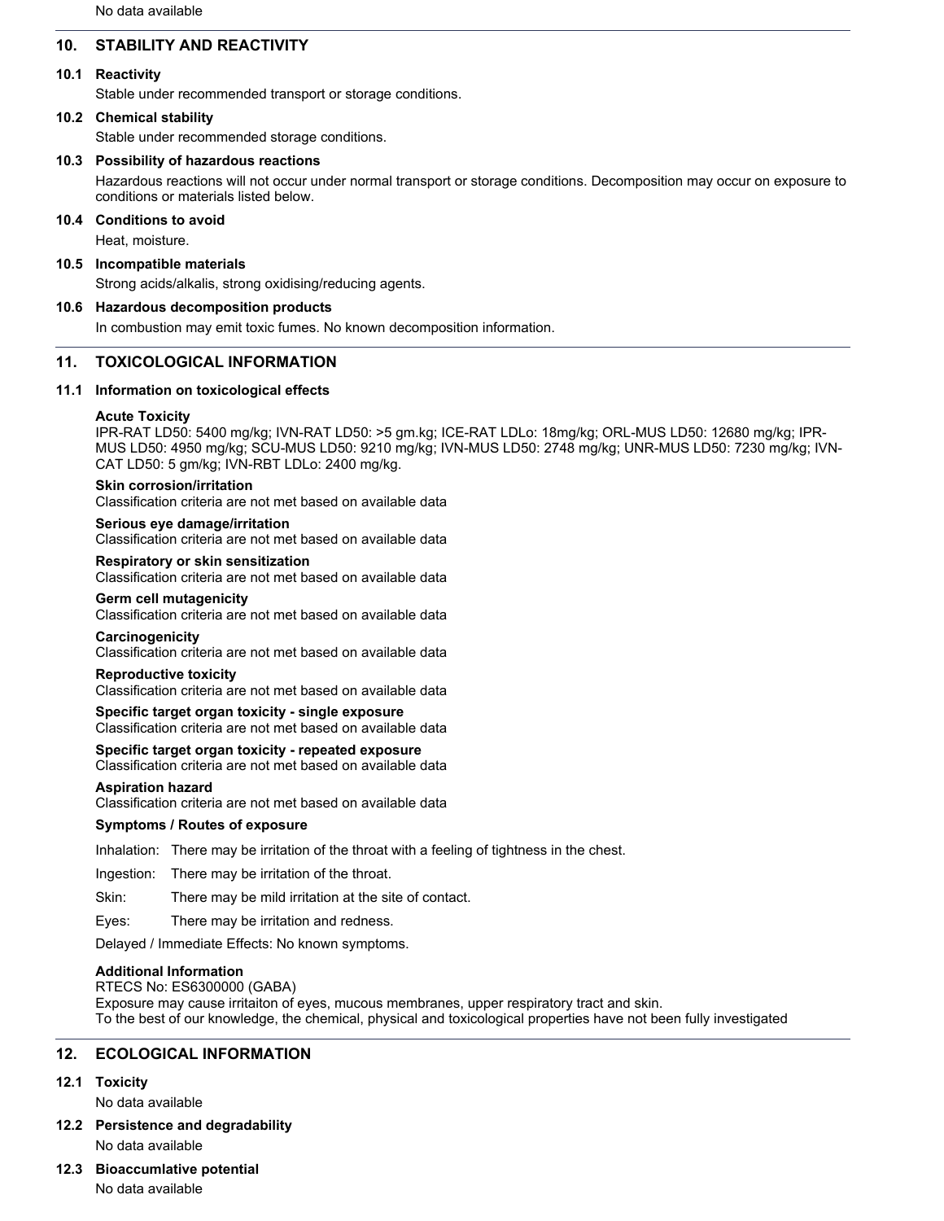No data available

## 10. STABILITY AND REACTIVITY

### 10.1 Reactivity

Stable under recommended transport or storage conditions.

### 10.2 Chemical stability

Stable under recommended storage conditions.

### 10.3 Possibility of hazardous reactions

Hazardous reactions will not occur under normal transport or storage conditions. Decomposition may occur on exposure to conditions or materials listed below.

### 10.4 Conditions to avoid

Heat, moisture.

### 10.5 Incompatible materials

Strong acids/alkalis, strong oxidising/reducing agents.

### 10.6 Hazardous decomposition products

In combustion may emit toxic fumes. No known decomposition information.

## 11. TOXICOLOGICAL INFORMATION

### 11.1 Information on toxicological effects

**Acute Toxicity**
IPR-RAT LD50: 5400 mg/kg; IVN-RAT LD50: >5 gm.kg; ICE-RAT LDLo: 18mg/kg; ORL-MUS LD50: 12680 mg/kg; IPR-MUS LD50: 4950 mg/kg; SCU-MUS LD50: 9210 mg/kg; IVN-MUS LD50: 2748 mg/kg; UNR-MUS LD50: 7230 mg/kg; IVN-CAT LD50: 5 gm/kg; IVN-RBT LDLo: 2400 mg/kg.

**Skin corrosion/irritation**
Classification criteria are not met based on available data

**Serious eye damage/irritation**
Classification criteria are not met based on available data

**Respiratory or skin sensitization**
Classification criteria are not met based on available data

**Germ cell mutagenicity**
Classification criteria are not met based on available data

**Carcinogenicity**
Classification criteria are not met based on available data

**Reproductive toxicity**
Classification criteria are not met based on available data

**Specific target organ toxicity - single exposure**
Classification criteria are not met based on available data

**Specific target organ toxicity - repeated exposure**
Classification criteria are not met based on available data

**Aspiration hazard**
Classification criteria are not met based on available data

**Symptoms / Routes of exposure**

Inhalation: There may be irritation of the throat with a feeling of tightness in the chest.

Ingestion: There may be irritation of the throat.

Skin: There may be mild irritation at the site of contact.

Eyes: There may be irritation and redness.

Delayed / Immediate Effects: No known symptoms.

**Additional Information**
RTECS No: ES6300000 (GABA)
Exposure may cause irritaiton of eyes, mucous membranes, upper respiratory tract and skin.
To the best of our knowledge, the chemical, physical and toxicological properties have not been fully investigated

## 12. ECOLOGICAL INFORMATION

### 12.1 Toxicity

No data available

### 12.2 Persistence and degradability

No data available

### 12.3 Bioaccumlative potential

No data available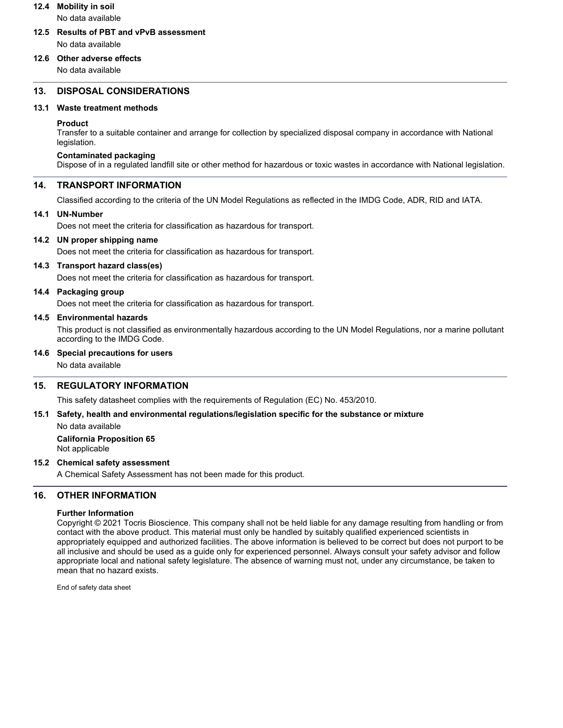### 12.4 Mobility in soil

No data available

### 12.5 Results of PBT and vPvB assessment

No data available

### 12.6 Other adverse effects

No data available

## 13. DISPOSAL CONSIDERATIONS

### 13.1 Waste treatment methods

**Product**
Transfer to a suitable container and arrange for collection by specialized disposal company in accordance with National legislation.

**Contaminated packaging**
Dispose of in a regulated landfill site or other method for hazardous or toxic wastes in accordance with National legislation.

## 14. TRANSPORT INFORMATION

Classified according to the criteria of the UN Model Regulations as reflected in the IMDG Code, ADR, RID and IATA.

### 14.1 UN-Number

Does not meet the criteria for classification as hazardous for transport.

### 14.2 UN proper shipping name

Does not meet the criteria for classification as hazardous for transport.

### 14.3 Transport hazard class(es)

Does not meet the criteria for classification as hazardous for transport.

### 14.4 Packaging group

Does not meet the criteria for classification as hazardous for transport.

### 14.5 Environmental hazards

This product is not classified as environmentally hazardous according to the UN Model Regulations, nor a marine pollutant according to the IMDG Code.

### 14.6 Special precautions for users

No data available

## 15. REGULATORY INFORMATION

This safety datasheet complies with the requirements of Regulation (EC) No. 453/2010.

### 15.1 Safety, health and environmental regulations/legislation specific for the substance or mixture

No data available

**California Proposition 65**
Not applicable

### 15.2 Chemical safety assessment

A Chemical Safety Assessment has not been made for this product.

## 16. OTHER INFORMATION

**Further Information**
Copyright © 2021 Tocris Bioscience. This company shall not be held liable for any damage resulting from handling or from contact with the above product. This material must only be handled by suitably qualified experienced scientists in appropriately equipped and authorized facilities. The above information is believed to be correct but does not purport to be all inclusive and should be used as a guide only for experienced personnel. Always consult your safety advisor and follow appropriate local and national safety legislature. The absence of warning must not, under any circumstance, be taken to mean that no hazard exists.

End of safety data sheet